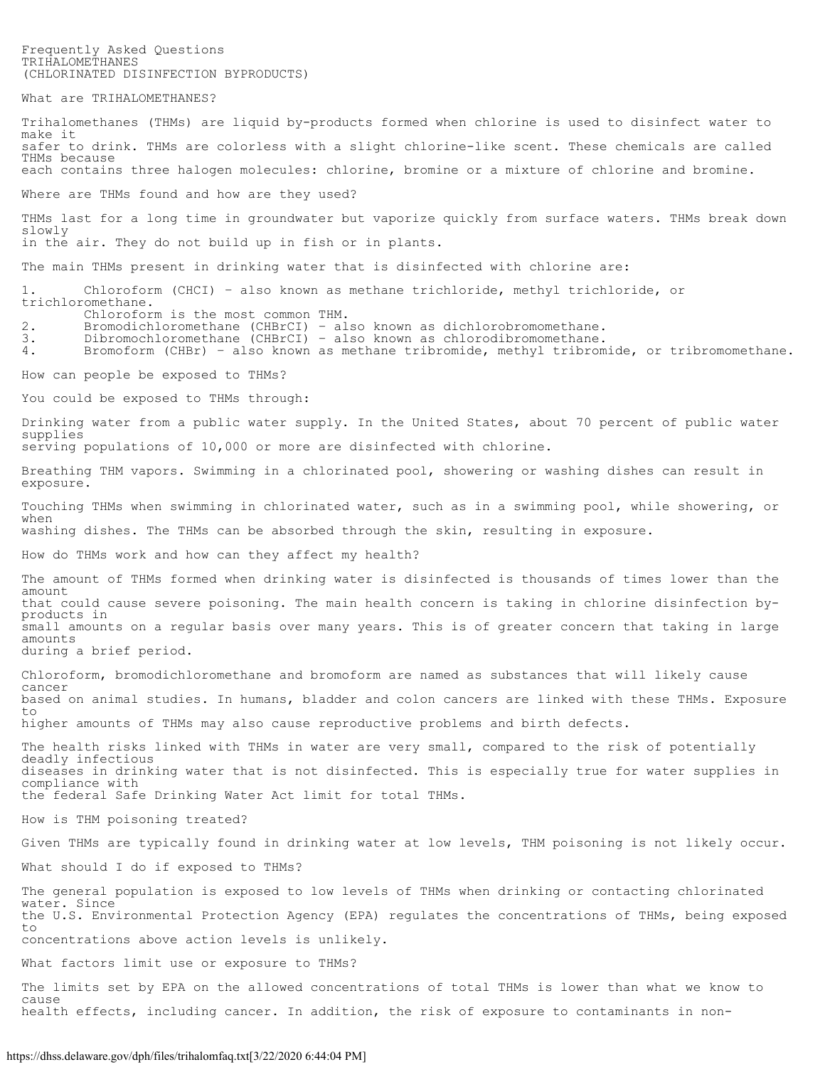# Frequently Asked Questions
## TRIHALOMETHANES
## (CHLORINATED DISINFECTION BYPRODUCTS)

### What are TRIHALOMETHANES?

Trihalomethanes (THMs) are liquid by-products formed when chlorine is used to disinfect water to make it safer to drink. THMs are colorless with a slight chlorine-like scent. These chemicals are called THMs because each contains three halogen molecules: chlorine, bromine or a mixture of chlorine and bromine.

### Where are THMs found and how are they used?

THMs last for a long time in groundwater but vaporize quickly from surface waters. THMs break down slowly in the air. They do not build up in fish or in plants.

The main THMs present in drinking water that is disinfected with chlorine are:

1. Chloroform (CHCI) – also known as methane trichloride, methyl trichloride, or trichloromethane. Chloroform is the most common THM.
2. Bromodichloromethane (CHBrCI) – also known as dichlorobromomethane.
3. Dibromochloromethane (CHBrCI) – also known as chlorodibromomethane.
4. Bromoform (CHBr) – also known as methane tribromide, methyl tribromide, or tribromomethane.

### How can people be exposed to THMs?

You could be exposed to THMs through:

Drinking water from a public water supply. In the United States, about 70 percent of public water supplies serving populations of 10,000 or more are disinfected with chlorine.

Breathing THM vapors. Swimming in a chlorinated pool, showering or washing dishes can result in exposure.

Touching THMs when swimming in chlorinated water, such as in a swimming pool, while showering, or when washing dishes. The THMs can be absorbed through the skin, resulting in exposure.

### How do THMs work and how can they affect my health?

The amount of THMs formed when drinking water is disinfected is thousands of times lower than the amount that could cause severe poisoning. The main health concern is taking in chlorine disinfection by-products in small amounts on a regular basis over many years. This is of greater concern that taking in large amounts during a brief period.

Chloroform, bromodichloromethane and bromoform are named as substances that will likely cause cancer based on animal studies. In humans, bladder and colon cancers are linked with these THMs. Exposure to higher amounts of THMs may also cause reproductive problems and birth defects.

The health risks linked with THMs in water are very small, compared to the risk of potentially deadly infectious diseases in drinking water that is not disinfected. This is especially true for water supplies in compliance with the federal Safe Drinking Water Act limit for total THMs.

### How is THM poisoning treated?

Given THMs are typically found in drinking water at low levels, THM poisoning is not likely occur.

### What should I do if exposed to THMs?

The general population is exposed to low levels of THMs when drinking or contacting chlorinated water. Since the U.S. Environmental Protection Agency (EPA) regulates the concentrations of THMs, being exposed to concentrations above action levels is unlikely.

### What factors limit use or exposure to THMs?

The limits set by EPA on the allowed concentrations of total THMs is lower than what we know to cause health effects, including cancer. In addition, the risk of exposure to contaminants in non-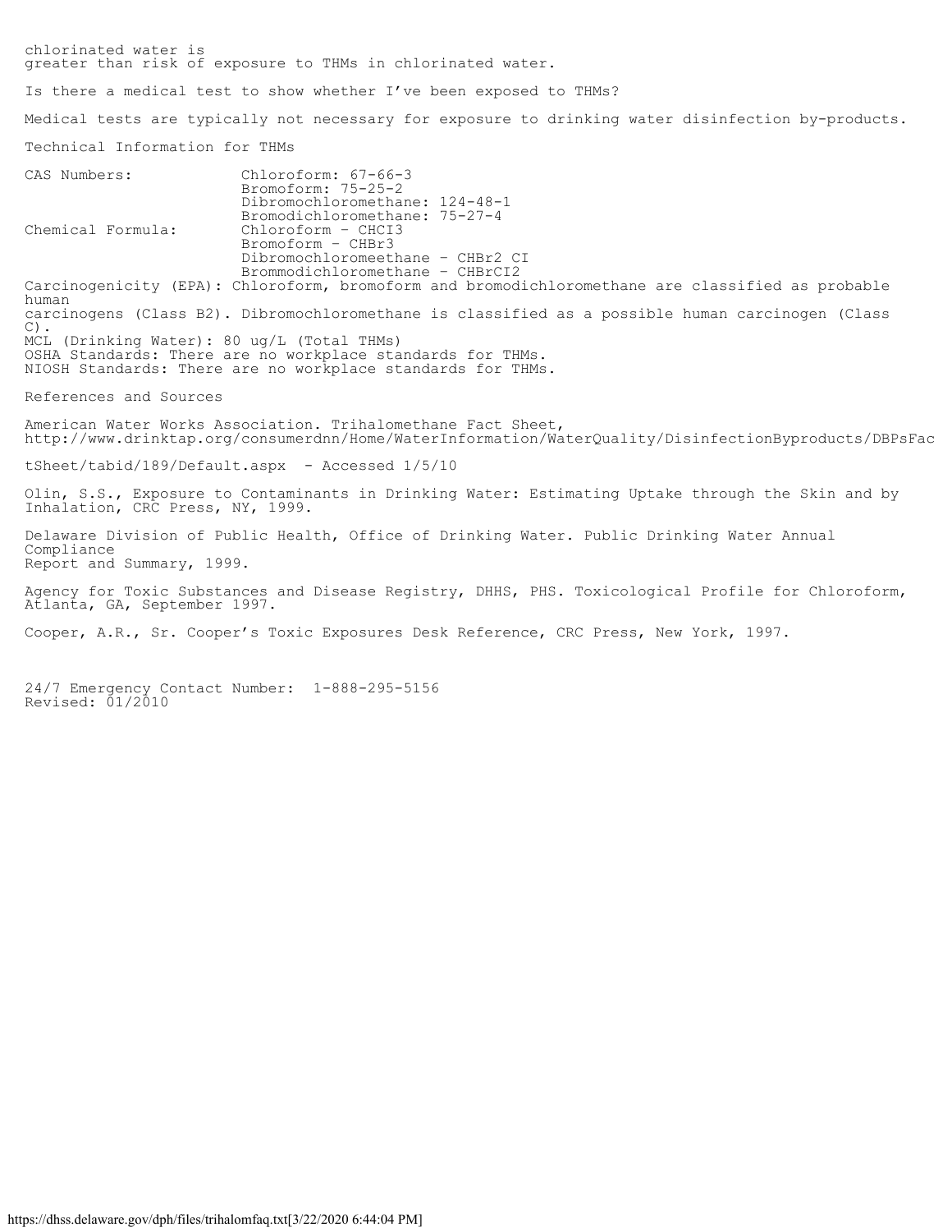chlorinated water is
greater than risk of exposure to THMs in chlorinated water.

Is there a medical test to show whether I've been exposed to THMs?

Medical tests are typically not necessary for exposure to drinking water disinfection by-products.

Technical Information for THMs

| | |
|---|---|
| CAS Numbers: | Chloroform: 67-66-3<br>Bromoform: 75-25-2<br>Dibromochloromethane: 124-48-1<br>Bromodichloromethane: 75-27-4 |
| Chemical Formula: | Chloroform - CHCI3<br>Bromoform - CHBr3<br>Dibromochloromeethane - CHBr2 CI<br>Brommodichloromethane - CHBrCI2 |

Carcinogenicity (EPA): Chloroform, bromoform and bromodichloromethane are classified as probable human carcinogens (Class B2). Dibromochloromethane is classified as a possible human carcinogen (Class C).
MCL (Drinking Water): 80 ug/L (Total THMs)
OSHA Standards: There are no workplace standards for THMs.
NIOSH Standards: There are no workplace standards for THMs.

References and Sources

American Water Works Association. Trihalomethane Fact Sheet, http://www.drinktap.org/consumerdnn/Home/WaterInformation/WaterQuality/DisinfectionByproducts/DBPsFactSheet/tabid/189/Default.aspx - Accessed 1/5/10

Olin, S.S., Exposure to Contaminants in Drinking Water: Estimating Uptake through the Skin and by Inhalation, CRC Press, NY, 1999.

Delaware Division of Public Health, Office of Drinking Water. Public Drinking Water Annual Compliance
Report and Summary, 1999.

Agency for Toxic Substances and Disease Registry, DHHS, PHS. Toxicological Profile for Chloroform, Atlanta, GA, September 1997.

Cooper, A.R., Sr. Cooper's Toxic Exposures Desk Reference, CRC Press, New York, 1997.

24/7 Emergency Contact Number: 1-888-295-5156
Revised: 01/2010